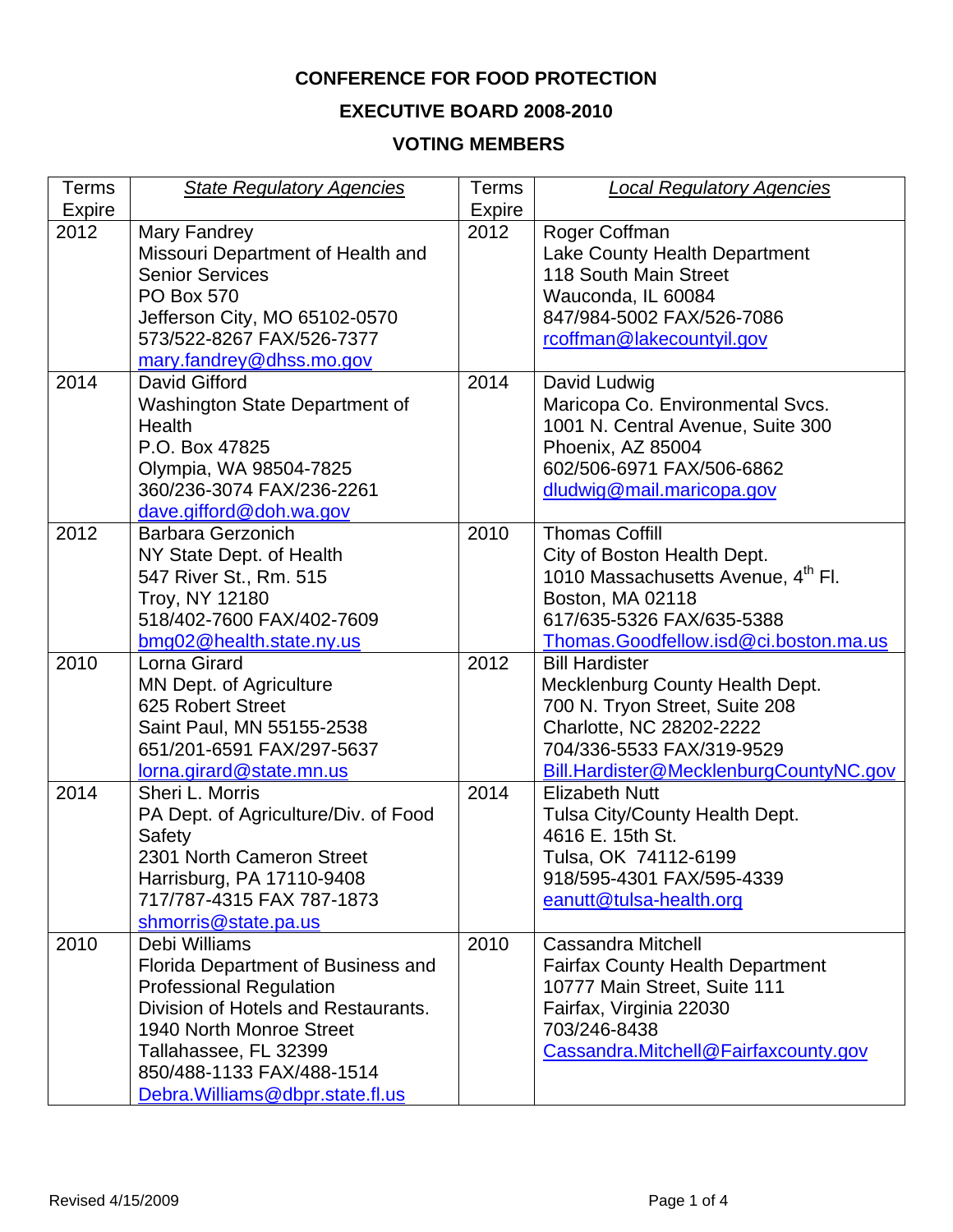# CONFERENCE FOR FOOD PROTECTION

## EXECUTIVE BOARD 2008-2010

## VOTING MEMBERS

| Terms Expire | *State Regulatory Agencies* | Terms Expire | *Local Regulatory Agencies* |
|---|---|---|---|
| 2012 | Mary Fandrey<br>Missouri Department of Health and Senior Services<br>PO Box 570<br>Jefferson City, MO 65102-0570<br>573/522-8267 FAX/526-7377<br>mary.fandrey@dhss.mo.gov | 2012 | Roger Coffman<br>Lake County Health Department<br>118 South Main Street<br>Wauconda, IL 60084<br>847/984-5002 FAX/526-7086<br>rcoffman@lakecountyil.gov |
| 2014 | David Gifford<br>Washington State Department of Health<br>P.O. Box 47825<br>Olympia, WA 98504-7825<br>360/236-3074 FAX/236-2261<br>dave.gifford@doh.wa.gov | 2014 | David Ludwig<br>Maricopa Co. Environmental Svcs.<br>1001 N. Central Avenue, Suite 300<br>Phoenix, AZ 85004<br>602/506-6971 FAX/506-6862<br>dludwig@mail.maricopa.gov |
| 2012 | Barbara Gerzonich<br>NY State Dept. of Health<br>547 River St., Rm. 515<br>Troy, NY 12180<br>518/402-7600 FAX/402-7609<br>bmg02@health.state.ny.us | 2010 | Thomas Coffill<br>City of Boston Health Dept.<br>1010 Massachusetts Avenue, 4th Fl.<br>Boston, MA 02118<br>617/635-5326 FAX/635-5388<br>Thomas.Goodfellow.isd@ci.boston.ma.us |
| 2010 | Lorna Girard<br>MN Dept. of Agriculture<br>625 Robert Street<br>Saint Paul, MN 55155-2538<br>651/201-6591 FAX/297-5637<br>lorna.girard@state.mn.us | 2012 | Bill Hardister<br>Mecklenburg County Health Dept.<br>700 N. Tryon Street, Suite 208<br>Charlotte, NC 28202-2222<br>704/336-5533 FAX/319-9529<br>Bill.Hardister@MecklenburgCountyNC.gov |
| 2014 | Sheri L. Morris<br>PA Dept. of Agriculture/Div. of Food Safety<br>2301 North Cameron Street<br>Harrisburg, PA 17110-9408<br>717/787-4315 FAX 787-1873<br>shmorris@state.pa.us | 2014 | Elizabeth Nutt<br>Tulsa City/County Health Dept.<br>4616 E. 15th St.<br>Tulsa, OK 74112-6199<br>918/595-4301 FAX/595-4339<br>eanutt@tulsa-health.org |
| 2010 | Debi Williams<br>Florida Department of Business and Professional Regulation<br>Division of Hotels and Restaurants.<br>1940 North Monroe Street<br>Tallahassee, FL 32399<br>850/488-1133 FAX/488-1514<br>Debra.Williams@dbpr.state.fl.us | 2010 | Cassandra Mitchell<br>Fairfax County Health Department<br>10777 Main Street, Suite 111<br>Fairfax, Virginia 22030<br>703/246-8438<br>Cassandra.Mitchell@Fairfaxcounty.gov |

Revised 4/15/2009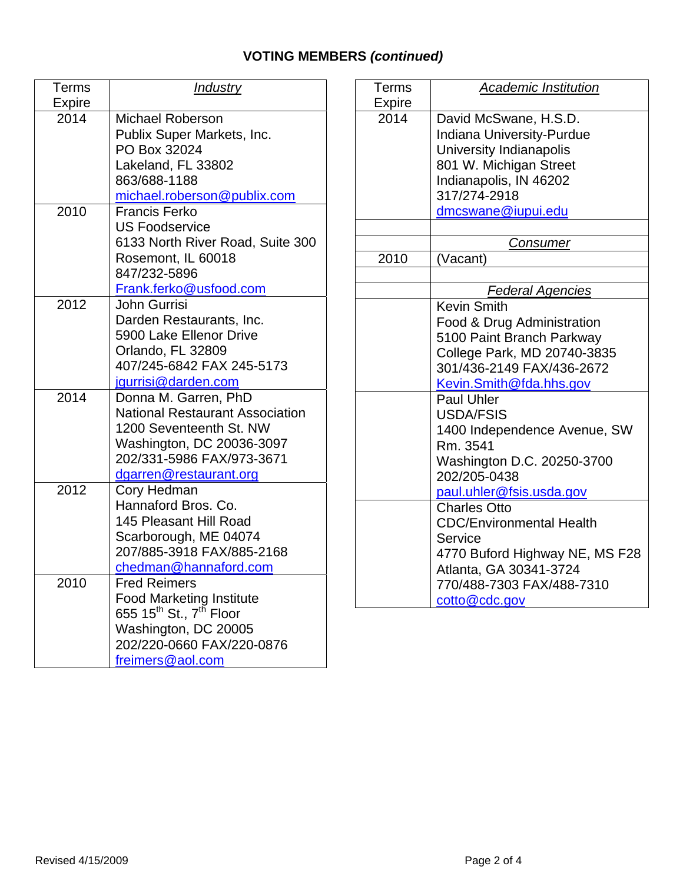## VOTING MEMBERS *(continued)*

| Terms Expire | *Industry* |
|---|---|
| 2014 | Michael Roberson<br>Publix Super Markets, Inc.<br>PO Box 32024<br>Lakeland, FL 33802<br>863/688-1188<br>michael.roberson@publix.com |
| 2010 | Francis Ferko<br>US Foodservice<br>6133 North River Road, Suite 300<br>Rosemont, IL 60018<br>847/232-5896<br>Frank.ferko@usfood.com |
| 2012 | John Gurrisi<br>Darden Restaurants, Inc.<br>5900 Lake Ellenor Drive<br>Orlando, FL 32809<br>407/245-6842 FAX 245-5173<br>jgurrisi@darden.com |
| 2014 | Donna M. Garren, PhD<br>National Restaurant Association<br>1200 Seventeenth St. NW<br>Washington, DC 20036-3097<br>202/331-5986 FAX/973-3671<br>dgarren@restaurant.org |
| 2012 | Cory Hedman<br>Hannaford Bros. Co.<br>145 Pleasant Hill Road<br>Scarborough, ME 04074<br>207/885-3918 FAX/885-2168<br>chedman@hannaford.com |
| 2010 | Fred Reimers<br>Food Marketing Institute<br>655 15th St., 7th Floor<br>Washington, DC 20005<br>202/220-0660 FAX/220-0876<br>freimers@aol.com |

| Terms Expire | *Academic Institution* |
|---|---|
| 2014 | David McSwane, H.S.D.<br>Indiana University-Purdue University Indianapolis<br>801 W. Michigan Street<br>Indianapolis, IN 46202<br>317/274-2918<br>dmcswane@iupui.edu |
| | |
| | *Consumer* |
| 2010 | (Vacant) |
| | |
| | *Federal Agencies* |
| | Kevin Smith<br>Food & Drug Administration<br>5100 Paint Branch Parkway<br>College Park, MD 20740-3835<br>301/436-2149 FAX/436-2672<br>Kevin.Smith@fda.hhs.gov |
| | Paul Uhler<br>USDA/FSIS<br>1400 Independence Avenue, SW<br>Rm. 3541<br>Washington D.C. 20250-3700<br>202/205-0438<br>paul.uhler@fsis.usda.gov |
| | Charles Otto<br>CDC/Environmental Health Service<br>4770 Buford Highway NE, MS F28<br>Atlanta, GA 30341-3724<br>770/488-7303 FAX/488-7310<br>cotto@cdc.gov |

Revised 4/15/2009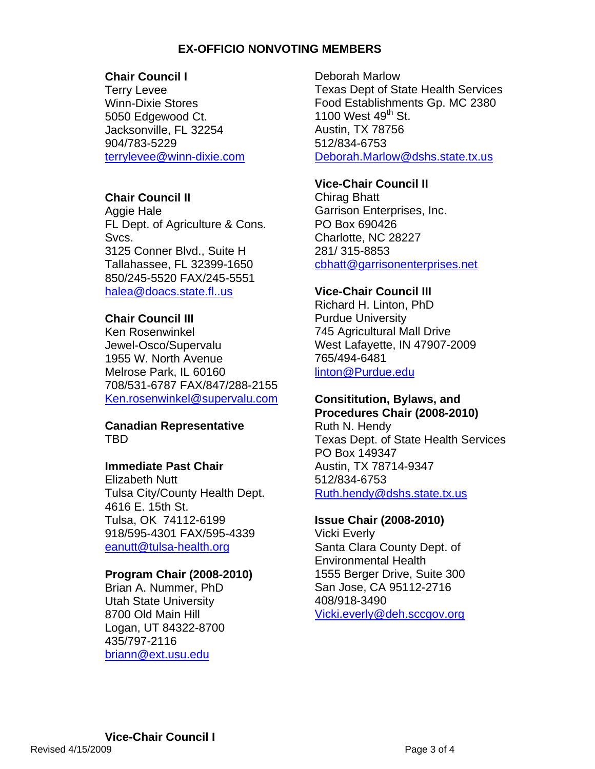## EX-OFFICIO NONVOTING MEMBERS

**Chair Council I**
Terry Levee
Winn-Dixie Stores
5050 Edgewood Ct.
Jacksonville, FL 32254
904/783-5229
terrylevee@winn-dixie.com

**Chair Council II**
Aggie Hale
FL Dept. of Agriculture & Cons. Svcs.
3125 Conner Blvd., Suite H
Tallahassee, FL 32399-1650
850/245-5520 FAX/245-5551
halea@doacs.state.fl..us

**Chair Council III**
Ken Rosenwinkel
Jewel-Osco/Supervalu
1955 W. North Avenue
Melrose Park, IL 60160
708/531-6787 FAX/847/288-2155
Ken.rosenwinkel@supervalu.com

**Canadian Representative**
TBD

**Immediate Past Chair**
Elizabeth Nutt
Tulsa City/County Health Dept.
4616 E. 15th St.
Tulsa, OK 74112-6199
918/595-4301 FAX/595-4339
eanutt@tulsa-health.org

**Program Chair (2008-2010)**
Brian A. Nummer, PhD
Utah State University
8700 Old Main Hill
Logan, UT 84322-8700
435/797-2116
briann@ext.usu.edu

**Vice-Chair Council I**
Deborah Marlow
Texas Dept of State Health Services
Food Establishments Gp. MC 2380
1100 West 49th St.
Austin, TX 78756
512/834-6753
Deborah.Marlow@dshs.state.tx.us

**Vice-Chair Council II**
Chirag Bhatt
Garrison Enterprises, Inc.
PO Box 690426
Charlotte, NC 28227
281/ 315-8853
cbhatt@garrisonenterprises.net

**Vice-Chair Council III**
Richard H. Linton, PhD
Purdue University
745 Agricultural Mall Drive
West Lafayette, IN 47907-2009
765/494-6481
linton@Purdue.edu

**Consititution, Bylaws, and Procedures Chair (2008-2010)**
Ruth N. Hendy
Texas Dept. of State Health Services
PO Box 149347
Austin, TX 78714-9347
512/834-6753
Ruth.hendy@dshs.state.tx.us

**Issue Chair (2008-2010)**
Vicki Everly
Santa Clara County Dept. of Environmental Health
1555 Berger Drive, Suite 300
San Jose, CA 95112-2716
408/918-3490
Vicki.everly@deh.sccgov.org

Revised 4/15/2009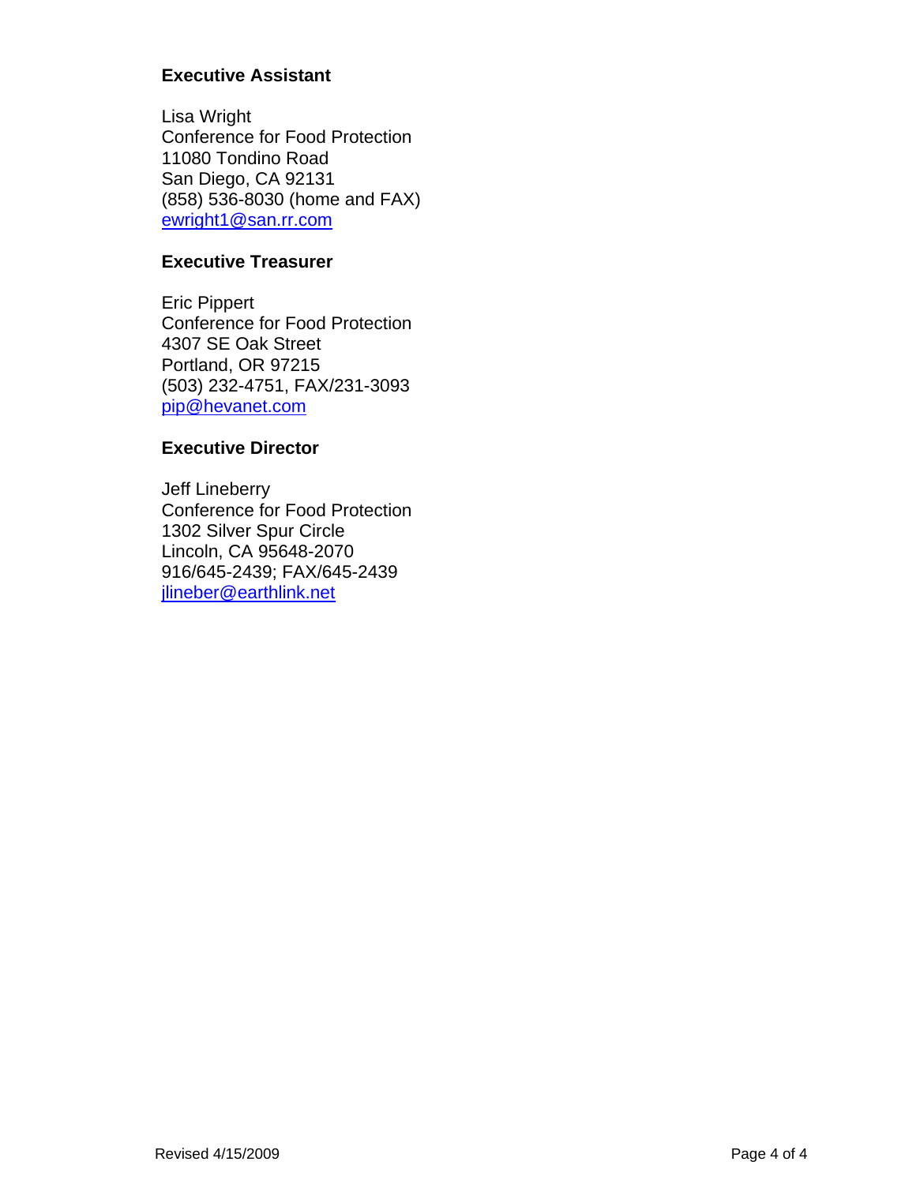**Executive Assistant**

Lisa Wright
Conference for Food Protection
11080 Tondino Road
San Diego, CA 92131
(858) 536-8030 (home and FAX)
ewright1@san.rr.com

**Executive Treasurer**

Eric Pippert
Conference for Food Protection
4307 SE Oak Street
Portland, OR 97215
(503) 232-4751, FAX/231-3093
pip@hevanet.com

**Executive Director**

Jeff Lineberry
Conference for Food Protection
1302 Silver Spur Circle
Lincoln, CA 95648-2070
916/645-2439; FAX/645-2439
jlineber@earthlink.net

Revised 4/15/2009